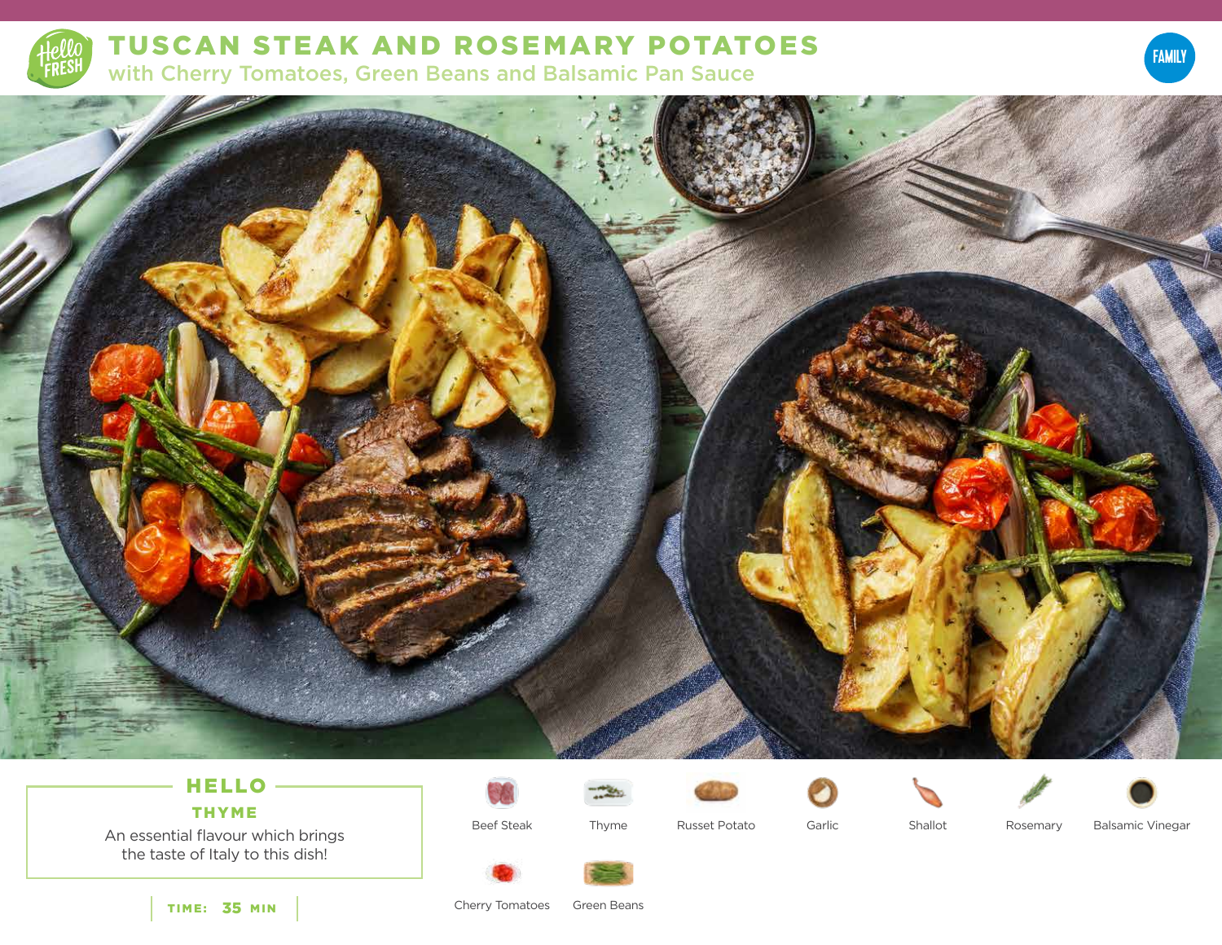# TUSCAN STEAK AND ROSEMARY POTATOES

## with Cherry Tomatoes, Green Beans and Balsamic Pan Sauce

FAMILY

**HELLO**
**THYME**

An essential flavour which brings the taste of Italy to this dish!

**TIME: 35 MIN**

- Beef Steak
- Thyme
- Russet Potato
- Garlic
- Shallot
- Rosemary
- Balsamic Vinegar
- Cherry Tomatoes
- Green Beans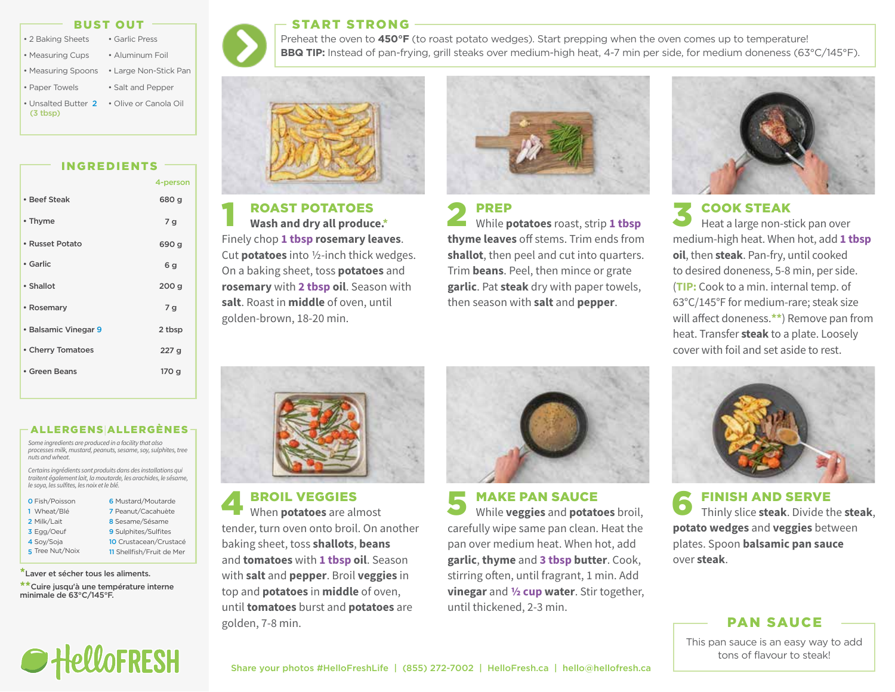## BUST OUT

- 2 Baking Sheets
- Measuring Cups
- Measuring Spoons
- Paper Towels
- Unsalted Butter 2 (3 tbsp)
- Garlic Press
- Aluminum Foil
- Large Non-Stick Pan
- Salt and Pepper
- Olive or Canola Oil

## INGREDIENTS

| | 4-person |
|---|---|
| • Beef Steak | 680 g |
| • Thyme | 7 g |
| • Russet Potato | 690 g |
| • Garlic | 6 g |
| • Shallot | 200 g |
| • Rosemary | 7 g |
| • Balsamic Vinegar 9 | 2 tbsp |
| • Cherry Tomatoes | 227 g |
| • Green Beans | 170 g |

## ALLERGENS|ALLERGÈNES

*Some ingredients are produced in a facility that also processes milk, mustard, peanuts, sesame, soy, sulphites, tree nuts and wheat.*

*Certains ingrédients sont produits dans des installations qui traitent également lait, la moutarde, les arachides, le sésame, le soya, les sulfites, les noix et le blé.*

- 0 Fish/Poisson
- 1 Wheat/Blé
- 2 Milk/Lait
- 3 Egg/Oeuf
- 4 Soy/Soja
- 5 Tree Nut/Noix
- 6 Mustard/Moutarde
- 7 Peanut/Cacahuète
- 8 Sesame/Sésame
- 9 Sulphites/Sulfites
- 10 Crustacean/Crustacé
- 11 Shellfish/Fruit de Mer

*Laver et sécher tous les aliments.

**Cuire jusqu'à une température interne minimale de 63°C/145°F.

## START STRONG

Preheat the oven to **450°F** (to roast potato wedges). Start prepping when the oven comes up to temperature!

**BBQ TIP:** Instead of pan-frying, grill steaks over medium-high heat, 4-7 min per side, for medium doneness (63°C/145°F).

## 1 ROAST POTATOES

**Wash and dry all produce.***

Finely chop **1 tbsp rosemary leaves**. Cut **potatoes** into ½-inch thick wedges. On a baking sheet, toss **potatoes** and **rosemary** with **2 tbsp oil**. Season with **salt**. Roast in **middle** of oven, until golden-brown, 18-20 min.

## 2 PREP

While **potatoes** roast, strip **1 tbsp thyme leaves** off stems. Trim ends from **shallot**, then peel and cut into quarters. Trim **beans**. Peel, then mince or grate **garlic**. Pat **steak** dry with paper towels, then season with **salt** and **pepper**.

## 3 COOK STEAK

Heat a large non-stick pan over medium-high heat. When hot, add **1 tbsp oil**, then **steak**. Pan-fry, until cooked to desired doneness, 5-8 min, per side. (**TIP:** Cook to a min. internal temp. of 63°C/145°F for medium-rare; steak size will affect doneness.**) Remove pan from heat. Transfer **steak** to a plate. Loosely cover with foil and set aside to rest.

## 4 BROIL VEGGIES

When **potatoes** are almost tender, turn oven onto broil. On another baking sheet, toss **shallots**, **beans** and **tomatoes** with **1 tbsp oil**. Season with **salt** and **pepper**. Broil **veggies** in top and **potatoes** in **middle** of oven, until **tomatoes** burst and **potatoes** are golden, 7-8 min.

## 5 MAKE PAN SAUCE

While **veggies** and **potatoes** broil, carefully wipe same pan clean. Heat the pan over medium heat. When hot, add **garlic**, **thyme** and **3 tbsp butter**. Cook, stirring often, until fragrant, 1 min. Add **vinegar** and **½ cup water**. Stir together, until thickened, 2-3 min.

## 6 FINISH AND SERVE

Thinly slice **steak**. Divide the **steak**, **potato wedges** and **veggies** between plates. Spoon **balsamic pan sauce** over **steak**.

## PAN SAUCE

This pan sauce is an easy way to add tons of flavour to steak!

Share your photos #HelloFreshLife | (855) 272-7002 | HelloFresh.ca | hello@hellofresh.ca